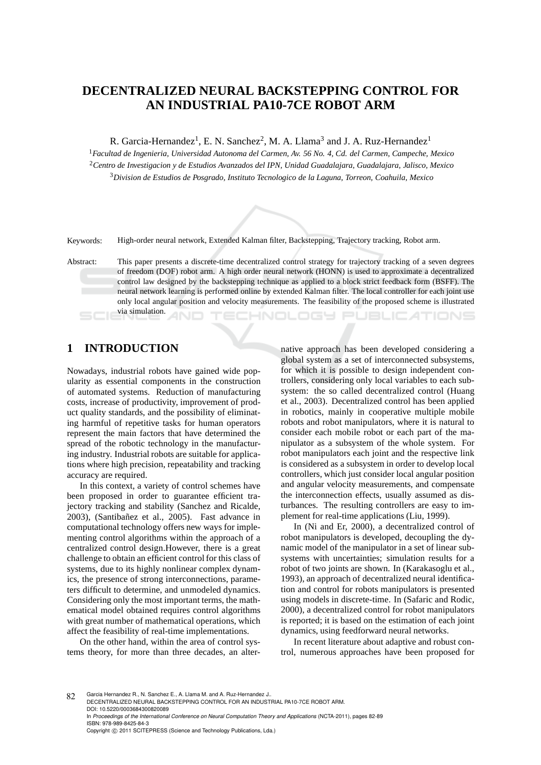# DECENTRALIZED NEURAL BACKSTEPPING CONTROL FOR AN INDUSTRIAL PA10-7CE ROBOT ARM

R. Garcia-Hernandez[1], E. N. Sanchez[2], M. A. Llama[3] and J. A. Ruz-Hernandez[1]

[1]*Facultad de Ingenieria, Universidad Autonoma del Carmen, Av. 56 No. 4, Cd. del Carmen, Campeche, Mexico*

[2]*Centro de Investigacion y de Estudios Avanzados del IPN, Unidad Guadalajara, Guadalajara, Jalisco, Mexico*

[3]*Division de Estudios de Posgrado, Instituto Tecnologico de la Laguna, Torreon, Coahuila, Mexico*

Keywords: High-order neural network, Extended Kalman filter, Backstepping, Trajectory tracking, Robot arm.

Abstract: This paper presents a discrete-time decentralized control strategy for trajectory tracking of a seven degrees of freedom (DOF) robot arm. A high order neural network (HONN) is used to approximate a decentralized control law designed by the backstepping technique as applied to a block strict feedback form (BSFF). The neural network learning is performed online by extended Kalman filter. The local controller for each joint use only local angular position and velocity measurements. The feasibility of the proposed scheme is illustrated via simulation.

## 1 INTRODUCTION

Nowadays, industrial robots have gained wide popularity as essential components in the construction of automated systems. Reduction of manufacturing costs, increase of productivity, improvement of product quality standards, and the possibility of eliminating harmful of repetitive tasks for human operators represent the main factors that have determined the spread of the robotic technology in the manufacturing industry. Industrial robots are suitable for applications where high precision, repeatability and tracking accuracy are required.

In this context, a variety of control schemes have been proposed in order to guarantee efficient trajectory tracking and stability (Sanchez and Ricalde, 2003), (Santibañez et al., 2005). Fast advance in computational technology offers new ways for implementing control algorithms within the approach of a centralized control design.However, there is a great challenge to obtain an efficient control for this class of systems, due to its highly nonlinear complex dynamics, the presence of strong interconnections, parameters difficult to determine, and unmodeled dynamics. Considering only the most important terms, the mathematical model obtained requires control algorithms with great number of mathematical operations, which affect the feasibility of real-time implementations.

On the other hand, within the area of control systems theory, for more than three decades, an alternative approach has been developed considering a global system as a set of interconnected subsystems, for which it is possible to design independent controllers, considering only local variables to each subsystem: the so called decentralized control (Huang et al., 2003). Decentralized control has been applied in robotics, mainly in cooperative multiple mobile robots and robot manipulators, where it is natural to consider each mobile robot or each part of the manipulator as a subsystem of the whole system. For robot manipulators each joint and the respective link is considered as a subsystem in order to develop local controllers, which just consider local angular position and angular velocity measurements, and compensate the interconnection effects, usually assumed as disturbances. The resulting controllers are easy to implement for real-time applications (Liu, 1999).

In (Ni and Er, 2000), a decentralized control of robot manipulators is developed, decoupling the dynamic model of the manipulator in a set of linear subsystems with uncertainties; simulation results for a robot of two joints are shown. In (Karakasoglu et al., 1993), an approach of decentralized neural identification and control for robots manipulators is presented using models in discrete-time. In (Safaric and Rodic, 2000), a decentralized control for robot manipulators is reported; it is based on the estimation of each joint dynamics, using feedforward neural networks.

In recent literature about adaptive and robust control, numerous approaches have been proposed for

Garcia Hernandez R., N. Sanchez E., A. Llama M. and A. Ruz-Hernandez J..
DECENTRALIZED NEURAL BACKSTEPPING CONTROL FOR AN INDUSTRIAL PA10-7CE ROBOT ARM.
DOI: 10.5220/0003684300820089
In *Proceedings of the International Conference on Neural Computation Theory and Applications* (NCTA-2011), pages 82-89
ISBN: 978-989-8425-84-3
Copyright © 2011 SCITEPRESS (Science and Technology Publications, Lda.)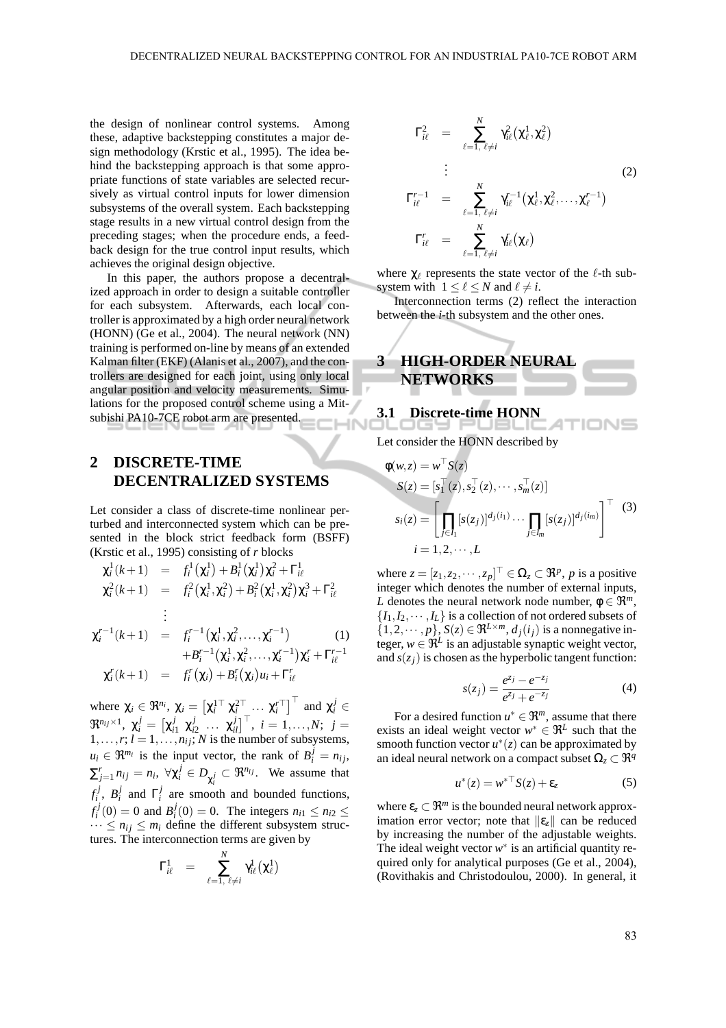the design of nonlinear control systems. Among these, adaptive backstepping constitutes a major design methodology (Krstic et al., 1995). The idea behind the backstepping approach is that some appropriate functions of state variables are selected recursively as virtual control inputs for lower dimension subsystems of the overall system. Each backstepping stage results in a new virtual control design from the preceding stages; when the procedure ends, a feedback design for the true control input results, which achieves the original design objective.

In this paper, the authors propose a decentralized approach in order to design a suitable controller for each subsystem. Afterwards, each local controller is approximated by a high order neural network (HONN) (Ge et al., 2004). The neural network (NN) training is performed on-line by means of an extended Kalman filter (EKF) (Alanis et al., 2007), and the controllers are designed for each joint, using only local angular position and velocity measurements. Simulations for the proposed control scheme using a Mitsubishi PA10-7CE robot arm are presented.

## 2 DISCRETE-TIME DECENTRALIZED SYSTEMS

Let consider a class of discrete-time nonlinear perturbed and interconnected system which can be presented in the block strict feedback form (BSFF) (Krstic et al., 1995) consisting of $r$ blocks

$$
\begin{aligned}
\chi_i^1(k+1) &= f_i^1(\chi_i^1) + B_i^1(\chi_i^1)\chi_i^2 + \Gamma_{i\ell}^1 \\
\chi_i^2(k+1) &= f_i^2(\chi_i^1,\chi_i^2) + B_i^2(\chi_i^1,\chi_i^2)\chi_i^3 + \Gamma_{i\ell}^2 \\
&\vdots \\
\chi_i^{r-1}(k+1) &= f_i^{r-1}(\chi_i^1,\chi_i^2,\ldots,\chi_i^{r-1}) \\
&\quad + B_i^{r-1}(\chi_i^1,\chi_i^2,\ldots,\chi_i^{r-1})\chi_i^r + \Gamma_{i\ell}^{r-1} \\
\chi_i^r(k+1) &= f_i^r(\chi_i) + B_i^r(\chi_i)u_i + \Gamma_{i\ell}^r
\end{aligned} \tag{1}
$$

where $\chi_i \in \Re^{n_i}$, $\chi_i = \left[\chi_i^{1\top}\ \chi_i^{2\top}\ \ldots\ \chi_i^{r\top}\right]^\top$ and $\chi_i^j \in \Re^{n_{ij}\times 1}$, $\chi_i^j = \left[\chi_{i1}^j\ \chi_{i2}^j\ \ldots\ \chi_{il}^j\right]^\top$, $i = 1,\ldots,N$; $j = 1,\ldots,r$; $l = 1,\ldots,n_{ij}$; $N$ is the number of subsystems, $u_i \in \Re^{m_i}$ is the input vector, the rank of $B_i^j = n_{ij}$, $\sum_{j=1}^r n_{ij} = n_i$, $\forall \chi_i^j \in D_{\chi_i^j} \subset \Re^{n_{ij}}$. We assume that $f_i^j$, $B_i^j$ and $\Gamma_i^j$ are smooth and bounded functions, $f_i^j(0) = 0$ and $B_i^j(0) = 0$. The integers $n_{i1} \le n_{i2} \le \cdots \le n_{ij} \le m_i$ define the different subsystem structures. The interconnection terms are given by

$$
\begin{aligned}
\Gamma_{i\ell}^1 &= \sum_{\ell=1,\ \ell\neq i}^{N} \gamma_{i\ell}^1(\chi_\ell^1) \\
\Gamma_{i\ell}^2 &= \sum_{\ell=1,\ \ell\neq i}^{N} \gamma_{i\ell}^2(\chi_\ell^1,\chi_\ell^2) \\
&\vdots \\
\Gamma_{i\ell}^{r-1} &= \sum_{\ell=1,\ \ell\neq i}^{N} \gamma_{i\ell}^{r-1}(\chi_\ell^1,\chi_\ell^2,\ldots,\chi_\ell^{r-1}) \\
\Gamma_{i\ell}^r &= \sum_{\ell=1,\ \ell\neq i}^{N} \gamma_{i\ell}^r(\chi_\ell)
\end{aligned} \tag{2}
$$

where $\chi_\ell$ represents the state vector of the $\ell$-th subsystem with $1 \le \ell \le N$ and $\ell \neq i$.

Interconnection terms (2) reflect the interaction between the $i$-th subsystem and the other ones.

## 3 HIGH-ORDER NEURAL NETWORKS

### 3.1 Discrete-time HONN

Let consider the HONN described by

$$
\begin{aligned}
\phi(w,z) &= w^\top S(z) \\
S(z) &= [s_1^\top(z), s_2^\top(z), \cdots, s_m^\top(z)] \\
s_i(z) &= \left[\prod_{j\in I_1}[s(z_j)]^{d_j(i_1)} \cdots \prod_{j\in I_m}[s(z_j)]^{d_j(i_m)}\right]^\top \\
i &= 1,2,\cdots,L
\end{aligned} \tag{3}
$$

where $z = [z_1, z_2, \cdots, z_p]^\top \in \Omega_z \subset \Re^p$, $p$ is a positive integer which denotes the number of external inputs, $L$ denotes the neural network node number, $\phi \in \Re^m$, $\{I_1, I_2, \cdots, I_L\}$ is a collection of not ordered subsets of $\{1,2,\cdots,p\}$, $S(z) \in \Re^{L\times m}$, $d_j(i_j)$ is a nonnegative integer, $w \in \Re^L$ is an adjustable synaptic weight vector, and $s(z_j)$ is chosen as the hyperbolic tangent function:

$$
s(z_j) = \frac{e^{z_j} - e^{-z_j}}{e^{z_j} + e^{-z_j}} \tag{4}
$$

For a desired function $u^* \in \Re^m$, assume that there exists an ideal weight vector $w^* \in \Re^L$ such that the smooth function vector $u^*(z)$ can be approximated by an ideal neural network on a compact subset $\Omega_z \subset \Re^q$

$$
u^*(z) = w^{*\top} S(z) + \epsilon_z \tag{5}
$$

where $\epsilon_z \subset \Re^m$ is the bounded neural network approximation error vector; note that $\|\epsilon_z\|$ can be reduced by increasing the number of the adjustable weights. The ideal weight vector $w^*$ is an artificial quantity required only for analytical purposes (Ge et al., 2004), (Rovithakis and Christodoulou, 2000). In general, it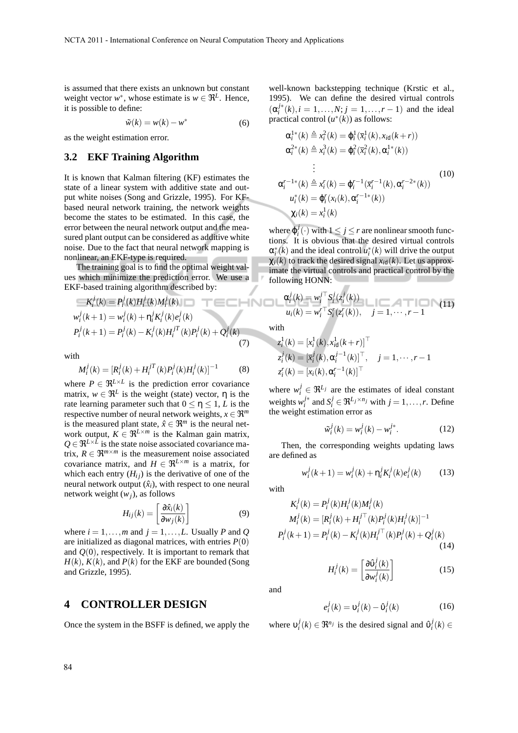is assumed that there exists an unknown but constant weight vector $w^*$, whose estimate is $w \in \Re^L$. Hence, it is possible to define:

$$\tilde{w}(k) = w(k) - w^* \tag{6}$$

as the weight estimation error.

## 3.2 EKF Training Algorithm

It is known that Kalman filtering (KF) estimates the state of a linear system with additive state and output white noises (Song and Grizzle, 1995). For KF-based neural network training, the network weights become the states to be estimated. In this case, the error between the neural network output and the measured plant output can be considered as additive white noise. Due to the fact that neural network mapping is nonlinear, an EKF-type is required.

The training goal is to find the optimal weight values which minimize the prediction error. We use a EKF-based training algorithm described by:

$$\begin{aligned}
K_i^j(k) &= P_i^j(k) H_i^j(k) M_i^j(k) \\
w_i^j(k+1) &= w_i^j(k) + \eta_i^j K_i^j(k) e_i^j(k) \\
P_i^j(k+1) &= P_i^j(k) - K_i^j(k) H_i^{jT}(k) P_i^j(k) + Q_i^j(k)
\end{aligned} \tag{7}$$

with

$$M_i^j(k) = [R_i^j(k) + H_i^{jT}(k) P_i^j(k) H_i^j(k)]^{-1} \tag{8}$$

where $P \in \Re^{L \times L}$ is the prediction error covariance matrix, $w \in \Re^L$ is the weight (state) vector, $\eta$ is the rate learning parameter such that $0 \leq \eta \leq 1$, $L$ is the respective number of neural network weights, $x \in \Re^m$ is the measured plant state, $\hat{x} \in \Re^m$ is the neural network output, $K \in \Re^{L \times m}$ is the Kalman gain matrix, $Q \in \Re^{L \times L}$ is the state noise associated covariance matrix, $R \in \Re^{m \times m}$ is the measurement noise associated covariance matrix, and $H \in \Re^{L \times m}$ is a matrix, for which each entry ($H_{ij}$) is the derivative of one of the neural network output ($\hat{x}_i$), with respect to one neural network weight ($w_j$), as follows

$$H_{ij}(k) = \left[\frac{\partial \hat{x}_i(k)}{\partial w_j(k)}\right] \tag{9}$$

where $i = 1, \ldots, m$ and $j = 1, \ldots, L$. Usually $P$ and $Q$ are initialized as diagonal matrices, with entries $P(0)$ and $Q(0)$, respectively. It is important to remark that $H(k)$, $K(k)$, and $P(k)$ for the EKF are bounded (Song and Grizzle, 1995).

# 4 CONTROLLER DESIGN

Once the system in the BSFF is defined, we apply the well-known backstepping technique (Krstic et al., 1995). We can define the desired virtual controls $(\alpha_i^{j*}(k), i = 1, \ldots, N; j = 1, \ldots, r-1)$ and the ideal practical control $(u^*(k))$ as follows:

$$\begin{aligned}
\alpha_i^{1*}(k) &\triangleq x_i^2(k) = \varphi_i^1(\bar{x}_i^1(k), x_{id}(k+r)) \\
\alpha_i^{2*}(k) &\triangleq x_i^3(k) = \varphi_i^2(\bar{x}_i^2(k), \alpha_i^{1*}(k)) \\
&\vdots \\
\alpha_i^{r-1*}(k) &\triangleq x_i^r(k) = \varphi_i^{r-1}(\bar{x}_i^{r-1}(k), \alpha_i^{r-2*}(k)) \\
u_i^*(k) &= \varphi_i^r(x_i(k), \alpha_i^{r-1*}(k)) \\
\chi_i(k) &= x_i^1(k)
\end{aligned} \tag{10}$$

where $\varphi_i^j(\cdot)$ with $1 \leq j \leq r$ are nonlinear smooth functions. It is obvious that the desired virtual controls $\alpha_i^*(k)$ and the ideal control $u_i^*(k)$ will drive the output $\chi_i(k)$ to track the desired signal $x_{id}(k)$. Let us approximate the virtual controls and practical control by the following HONN:

$$\begin{aligned}
\alpha_i^j(k) &= w_i^{j\top} S_i^j(z_i^j(k)) \\
u_i(k) &= w_i^{r\top} S_i^r(z_i^r(k)), \quad j = 1, \cdots, r-1
\end{aligned} \tag{11}$$

with

$$\begin{aligned}
z_i^1(k) &= [x_i^1(k), x_{id}^1(k+r)]^\top \\
z_i^j(k) &= [\bar{x}_i^j(k), \alpha_i^{j-1}(k)]^\top, \quad j = 1, \cdots, r-1 \\
z_i^r(k) &= [x_i(k), \alpha_i^{r-1}(k)]^\top
\end{aligned}$$

where $w_i^j \in \Re^{L_j}$ are the estimates of ideal constant weights $w_i^{j*}$ and $S_i^j \in \Re^{L_j \times n_j}$ with $j = 1, \ldots, r$. Define the weight estimation error as

$$\tilde{w}_i^j(k) = w_i^j(k) - w_i^{j*}. \tag{12}$$

Then, the corresponding weights updating laws are defined as

$$w_i^j(k+1) = w_i^j(k) + \eta_i^j K_i^j(k) e_i^j(k) \tag{13}$$

with

$$\begin{aligned}
K_i^j(k) &= P_i^j(k) H_i^j(k) M_i^j(k) \\
M_i^j(k) &= [R_i^j(k) + H_i^{j\top}(k) P_i^j(k) H_i^j(k)]^{-1} \\
P_i^j(k+1) &= P_i^j(k) - K_i^j(k) H_i^{j\top}(k) P_i^j(k) + Q_i^j(k)
\end{aligned} \tag{14}$$

$$H_i^j(k) = \left[\frac{\partial \hat{\upsilon}_i^j(k)}{\partial w_i^j(k)}\right] \tag{15}$$

and

$$e_i^j(k) = \upsilon_i^j(k) - \hat{\upsilon}_i^j(k) \tag{16}$$

where $\upsilon_i^j(k) \in \Re^{n_j}$ is the desired signal and $\hat{\upsilon}_i^j(k) \in$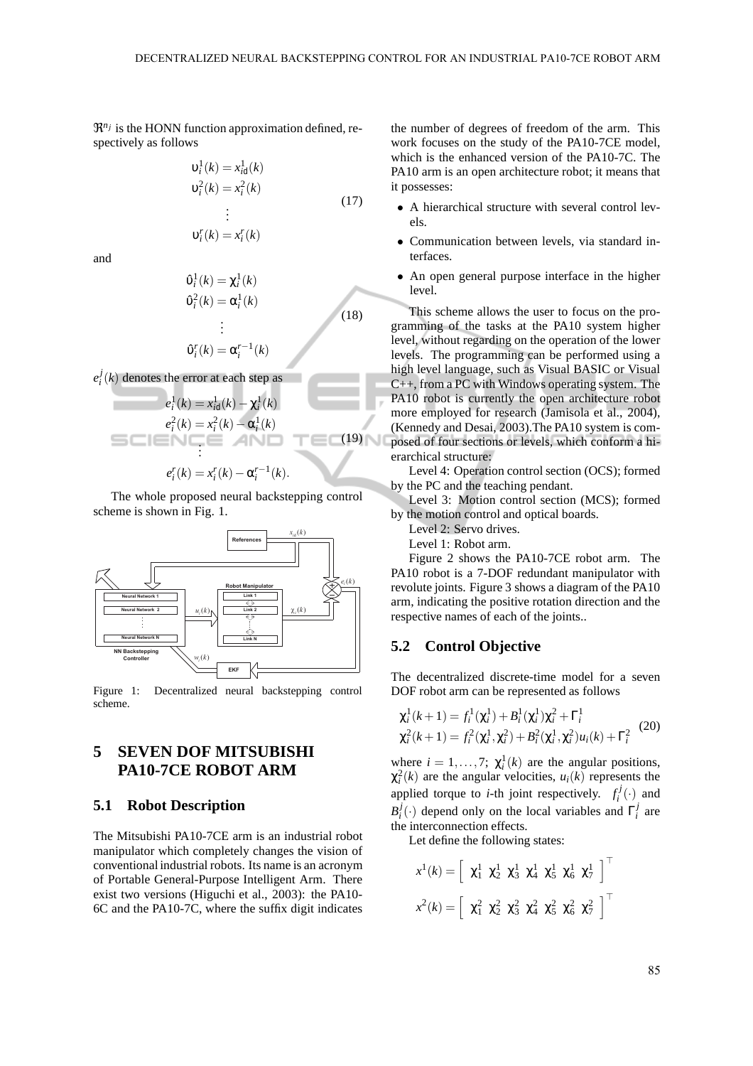$\Re^{n_j}$ is the HONN function approximation defined, respectively as follows

$$\begin{aligned} \upsilon_i^1(k) &= x_{id}^1(k) \\ \upsilon_i^2(k) &= x_i^2(k) \\ &\vdots \\ \upsilon_i^r(k) &= x_i^r(k) \end{aligned} \tag{17}$$

and

$$\begin{aligned} \hat{\upsilon}_i^1(k) &= \chi_i^1(k) \\ \hat{\upsilon}_i^2(k) &= \alpha_i^1(k) \\ &\vdots \\ \hat{\upsilon}_i^r(k) &= \alpha_i^{r-1}(k) \end{aligned} \tag{18}$$

$e_i^j(k)$ denotes the error at each step as

$$\begin{aligned} e_i^1(k) &= x_{id}^1(k) - \chi_i^1(k) \\ e_i^2(k) &= x_i^2(k) - \alpha_i^1(k) \\ &\vdots \\ e_i^r(k) &= x_i^r(k) - \alpha_i^{r-1}(k). \end{aligned} \tag{19}$$

The whole proposed neural backstepping control scheme is shown in Fig. 1.

Figure 1: Decentralized neural backstepping control scheme.

## 5 SEVEN DOF MITSUBISHI PA10-7CE ROBOT ARM

### 5.1 Robot Description

The Mitsubishi PA10-7CE arm is an industrial robot manipulator which completely changes the vision of conventional industrial robots. Its name is an acronym of Portable General-Purpose Intelligent Arm. There exist two versions (Higuchi et al., 2003): the PA10-6C and the PA10-7C, where the suffix digit indicates the number of degrees of freedom of the arm. This work focuses on the study of the PA10-7CE model, which is the enhanced version of the PA10-7C. The PA10 arm is an open architecture robot; it means that it possesses:

- A hierarchical structure with several control levels.
- Communication between levels, via standard interfaces.
- An open general purpose interface in the higher level.

This scheme allows the user to focus on the programming of the tasks at the PA10 system higher level, without regarding on the operation of the lower levels. The programming can be performed using a high level language, such as Visual BASIC or Visual C++, from a PC with Windows operating system. The PA10 robot is currently the open architecture robot more employed for research (Jamisola et al., 2004), (Kennedy and Desai, 2003).The PA10 system is composed of four sections or levels, which conform a hierarchical structure:

Level 4: Operation control section (OCS); formed by the PC and the teaching pendant.

Level 3: Motion control section (MCS); formed by the motion control and optical boards.

Level 2: Servo drives.

Level 1: Robot arm.

Figure 2 shows the PA10-7CE robot arm. The PA10 robot is a 7-DOF redundant manipulator with revolute joints. Figure 3 shows a diagram of the PA10 arm, indicating the positive rotation direction and the respective names of each of the joints..

### 5.2 Control Objective

The decentralized discrete-time model for a seven DOF robot arm can be represented as follows

$$\begin{aligned} \chi_i^1(k+1) &= f_i^1(\chi_i^1) + B_i^1(\chi_i^1)\chi_i^2 + \Gamma_i^1 \\ \chi_i^2(k+1) &= f_i^2(\chi_i^1,\chi_i^2) + B_i^2(\chi_i^1,\chi_i^2)u_i(k) + \Gamma_i^2 \end{aligned} \tag{20}$$

where $i = 1,\ldots,7$; $\chi_i^1(k)$ are the angular positions, $\chi_i^2(k)$ are the angular velocities, $u_i(k)$ represents the applied torque to $i$-th joint respectively. $f_i^j(\cdot)$ and $B_i^j(\cdot)$ depend only on the local variables and $\Gamma_i^j$ are the interconnection effects.

Let define the following states:

$$x^1(k) = \begin{bmatrix} \chi_1^1 & \chi_2^1 & \chi_3^1 & \chi_4^1 & \chi_5^1 & \chi_6^1 & \chi_7^1 \end{bmatrix}^\top$$

$$x^2(k) = \begin{bmatrix} \chi_1^2 & \chi_2^2 & \chi_3^2 & \chi_4^2 & \chi_5^2 & \chi_6^2 & \chi_7^2 \end{bmatrix}^\top$$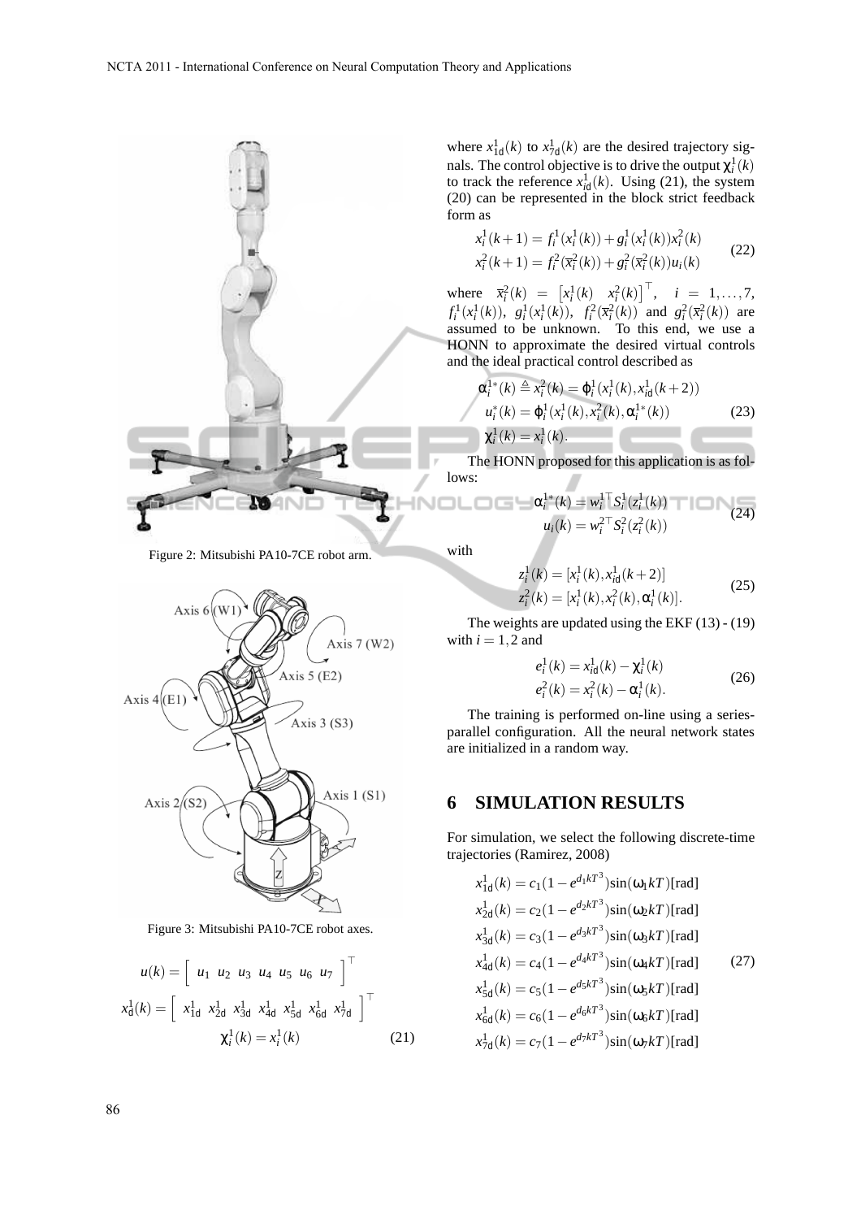Figure 2: Mitsubishi PA10-7CE robot arm.

Figure 3: Mitsubishi PA10-7CE robot axes.

$$u(k) = \begin{bmatrix} u_1 & u_2 & u_3 & u_4 & u_5 & u_6 & u_7 \end{bmatrix}^\top$$
$$x_{\mathrm{d}}^1(k) = \begin{bmatrix} x_{1\mathrm{d}}^1 & x_{2\mathrm{d}}^1 & x_{3\mathrm{d}}^1 & x_{4\mathrm{d}}^1 & x_{5\mathrm{d}}^1 & x_{6\mathrm{d}}^1 & x_{7\mathrm{d}}^1 \end{bmatrix}^\top$$
$$\chi_i^1(k) = x_i^1(k) \tag{21}$$

where $x_{1\mathrm{d}}^1(k)$ to $x_{7\mathrm{d}}^1(k)$ are the desired trajectory signals. The control objective is to drive the output $\chi_i^1(k)$ to track the reference $x_{i\mathrm{d}}^1(k)$. Using (21), the system (20) can be represented in the block strict feedback form as

$$\begin{aligned} x_i^1(k+1) &= f_i^1(x_i^1(k)) + g_i^1(x_i^1(k))x_i^2(k) \\ x_i^2(k+1) &= f_i^2(\overline{x}_i^2(k)) + g_i^2(\overline{x}_i^2(k))u_i(k) \end{aligned} \tag{22}$$

where $\overline{x}_i^2(k) = \begin{bmatrix} x_i^1(k) & x_i^2(k) \end{bmatrix}^\top$, $i = 1, \ldots, 7$, $f_i^1(x_i^1(k))$, $g_i^1(x_i^1(k))$, $f_i^2(\overline{x}_i^2(k))$ and $g_i^2(\overline{x}_i^2(k))$ are assumed to be unknown. To this end, we use a HONN to approximate the desired virtual controls and the ideal practical control described as

$$\begin{aligned} \alpha_i^{1*}(k) &\triangleq x_i^2(k) = \varphi_i^1(x_i^1(k), x_{i\mathrm{d}}^1(k+2)) \\ u_i^*(k) &= \varphi_i^1(x_i^1(k), x_i^2(k), \alpha_i^{1*}(k)) \\ \chi_i^1(k) &= x_i^1(k). \end{aligned} \tag{23}$$

The HONN proposed for this application is as follows:

$$\begin{aligned} \alpha_i^{1*}(k) &= w_i^{1\top} S_i^1(z_i^1(k)) \\ u_i(k) &= w_i^{2\top} S_i^2(z_i^2(k)) \end{aligned} \tag{24}$$

with

$$\begin{aligned} z_i^1(k) &= [x_i^1(k), x_{i\mathrm{d}}^1(k+2)] \\ z_i^2(k) &= [x_i^1(k), x_i^2(k), \alpha_i^1(k)]. \end{aligned} \tag{25}$$

The weights are updated using the EKF (13) - (19) with $i = 1, 2$ and

$$\begin{aligned} e_i^1(k) &= x_{i\mathrm{d}}^1(k) - \chi_i^1(k) \\ e_i^2(k) &= x_i^2(k) - \alpha_i^1(k). \end{aligned} \tag{26}$$

The training is performed on-line using a series-parallel configuration. All the neural network states are initialized in a random way.

## 6 SIMULATION RESULTS

For simulation, we select the following discrete-time trajectories (Ramirez, 2008)

$$\begin{aligned} x_{1\mathrm{d}}^1(k) &= c_1(1 - e^{d_1 kT^3})\sin(\omega_1 kT)[\mathrm{rad}] \\ x_{2\mathrm{d}}^1(k) &= c_2(1 - e^{d_2 kT^3})\sin(\omega_2 kT)[\mathrm{rad}] \\ x_{3\mathrm{d}}^1(k) &= c_3(1 - e^{d_3 kT^3})\sin(\omega_3 kT)[\mathrm{rad}] \\ x_{4\mathrm{d}}^1(k) &= c_4(1 - e^{d_4 kT^3})\sin(\omega_4 kT)[\mathrm{rad}] \\ x_{5\mathrm{d}}^1(k) &= c_5(1 - e^{d_5 kT^3})\sin(\omega_5 kT)[\mathrm{rad}] \\ x_{6\mathrm{d}}^1(k) &= c_6(1 - e^{d_6 kT^3})\sin(\omega_6 kT)[\mathrm{rad}] \\ x_{7\mathrm{d}}^1(k) &= c_7(1 - e^{d_7 kT^3})\sin(\omega_7 kT)[\mathrm{rad}] \end{aligned} \tag{27}$$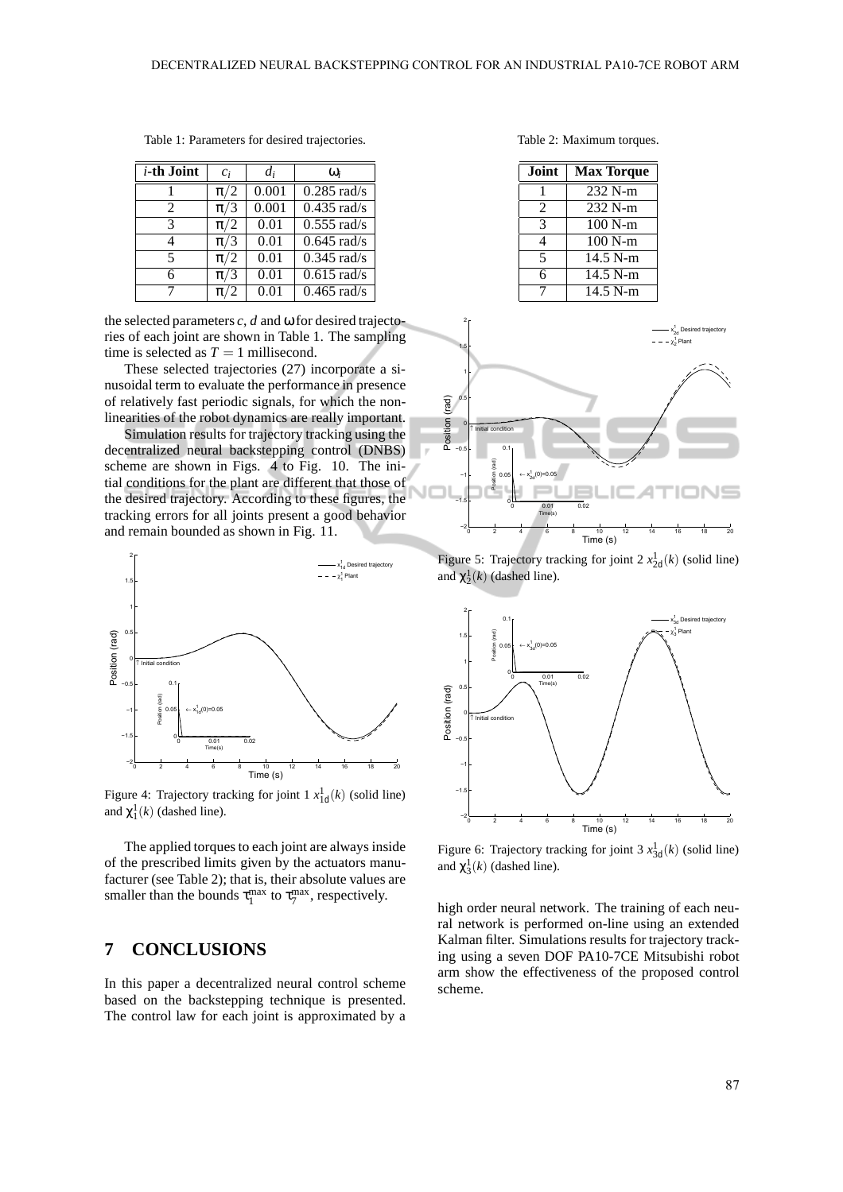Table 1: Parameters for desired trajectories.

| $i$-th Joint | $c_i$ | $d_i$ | $\omega_i$ |
|---|---|---|---|
| 1 | $\pi/2$ | 0.001 | 0.285 rad/s |
| 2 | $\pi/3$ | 0.001 | 0.435 rad/s |
| 3 | $\pi/2$ | 0.01 | 0.555 rad/s |
| 4 | $\pi/3$ | 0.01 | 0.645 rad/s |
| 5 | $\pi/2$ | 0.01 | 0.345 rad/s |
| 6 | $\pi/3$ | 0.01 | 0.615 rad/s |
| 7 | $\pi/2$ | 0.01 | 0.465 rad/s |

the selected parameters $c$, $d$ and $\omega$ for desired trajectories of each joint are shown in Table 1. The sampling time is selected as $T = 1$ millisecond.

These selected trajectories (27) incorporate a sinusoidal term to evaluate the performance in presence of relatively fast periodic signals, for which the nonlinearities of the robot dynamics are really important.

Simulation results for trajectory tracking using the decentralized neural backstepping control (DNBS) scheme are shown in Figs. 4 to Fig. 10. The initial conditions for the plant are different that those of the desired trajectory. According to these figures, the tracking errors for all joints present a good behavior and remain bounded as shown in Fig. 11.

Figure 4: Trajectory tracking for joint 1 $x^1_{1d}(k)$ (solid line) and $\chi^1_1(k)$ (dashed line).

The applied torques to each joint are always inside of the prescribed limits given by the actuators manufacturer (see Table 2); that is, their absolute values are smaller than the bounds $\tau^{max}_1$ to $\tau^{max}_7$, respectively.

## 7 CONCLUSIONS

In this paper a decentralized neural control scheme based on the backstepping technique is presented. The control law for each joint is approximated by a high order neural network. The training of each neural network is performed on-line using an extended Kalman filter. Simulations results for trajectory tracking using a seven DOF PA10-7CE Mitsubishi robot arm show the effectiveness of the proposed control scheme.

Table 2: Maximum torques.

| Joint | Max Torque |
|---|---|
| 1 | 232 N-m |
| 2 | 232 N-m |
| 3 | 100 N-m |
| 4 | 100 N-m |
| 5 | 14.5 N-m |
| 6 | 14.5 N-m |
| 7 | 14.5 N-m |

Figure 5: Trajectory tracking for joint 2 $x^1_{2d}(k)$ (solid line) and $\chi^1_2(k)$ (dashed line).

Figure 6: Trajectory tracking for joint 3 $x^1_{3d}(k)$ (solid line) and $\chi^1_3(k)$ (dashed line).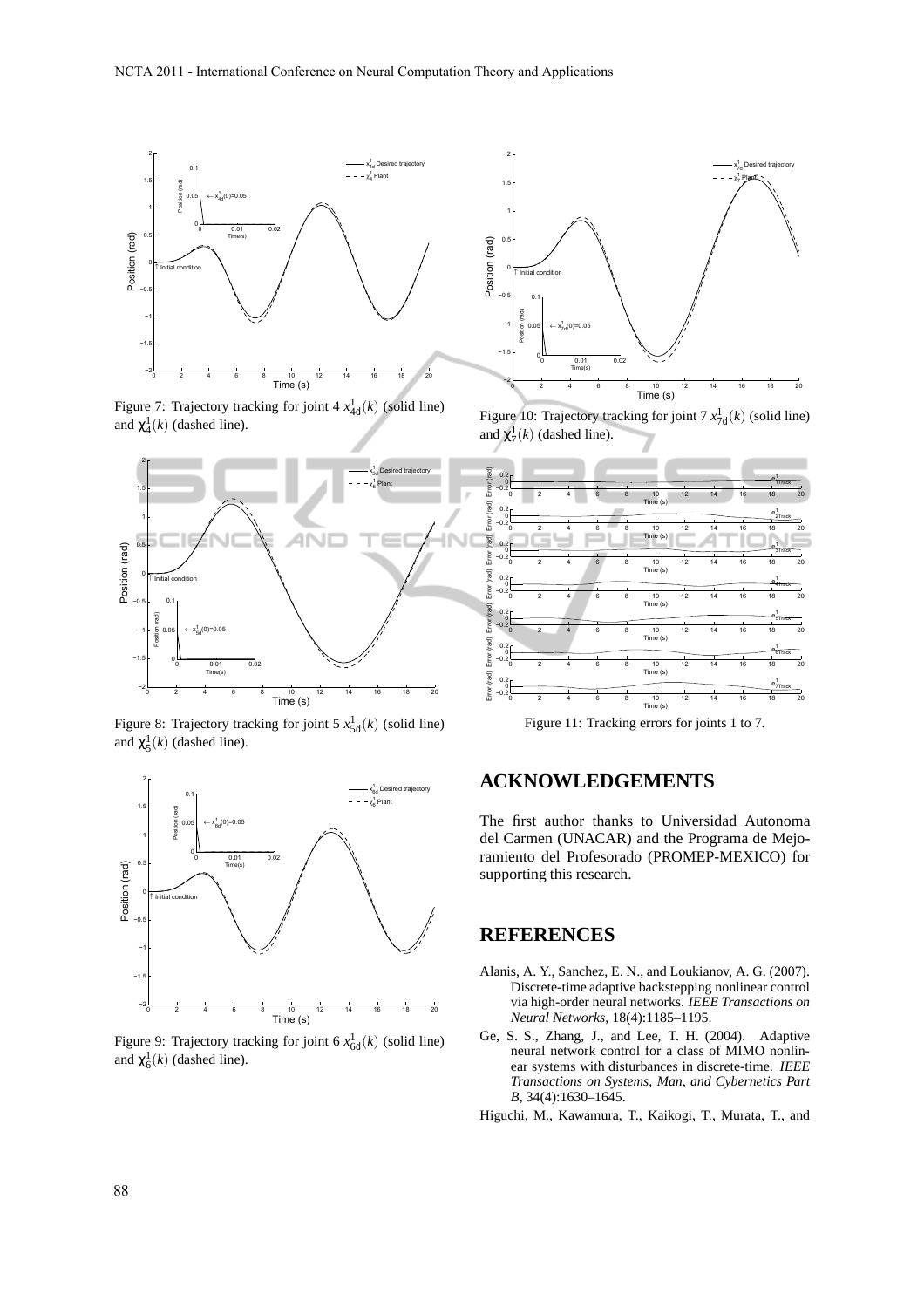Figure 7: Trajectory tracking for joint 4 $x^1_{4d}(k)$ (solid line) and $\chi^1_4(k)$ (dashed line).

Figure 8: Trajectory tracking for joint 5 $x^1_{5d}(k)$ (solid line) and $\chi^1_5(k)$ (dashed line).

Figure 9: Trajectory tracking for joint 6 $x^1_{6d}(k)$ (solid line) and $\chi^1_6(k)$ (dashed line).

Figure 10: Trajectory tracking for joint 7 $x^1_{7d}(k)$ (solid line) and $\chi^1_7(k)$ (dashed line).

Figure 11: Tracking errors for joints 1 to 7.

## ACKNOWLEDGEMENTS

The first author thanks to Universidad Autonoma del Carmen (UNACAR) and the Programa de Mejoramiento del Profesorado (PROMEP-MEXICO) for supporting this research.

## REFERENCES

Alanis, A. Y., Sanchez, E. N., and Loukianov, A. G. (2007). Discrete-time adaptive backstepping nonlinear control via high-order neural networks. *IEEE Transactions on Neural Networks*, 18(4):1185–1195.

Ge, S. S., Zhang, J., and Lee, T. H. (2004). Adaptive neural network control for a class of MIMO nonlinear systems with disturbances in discrete-time. *IEEE Transactions on Systems, Man, and Cybernetics Part B*, 34(4):1630–1645.

Higuchi, M., Kawamura, T., Kaikogi, T., Murata, T., and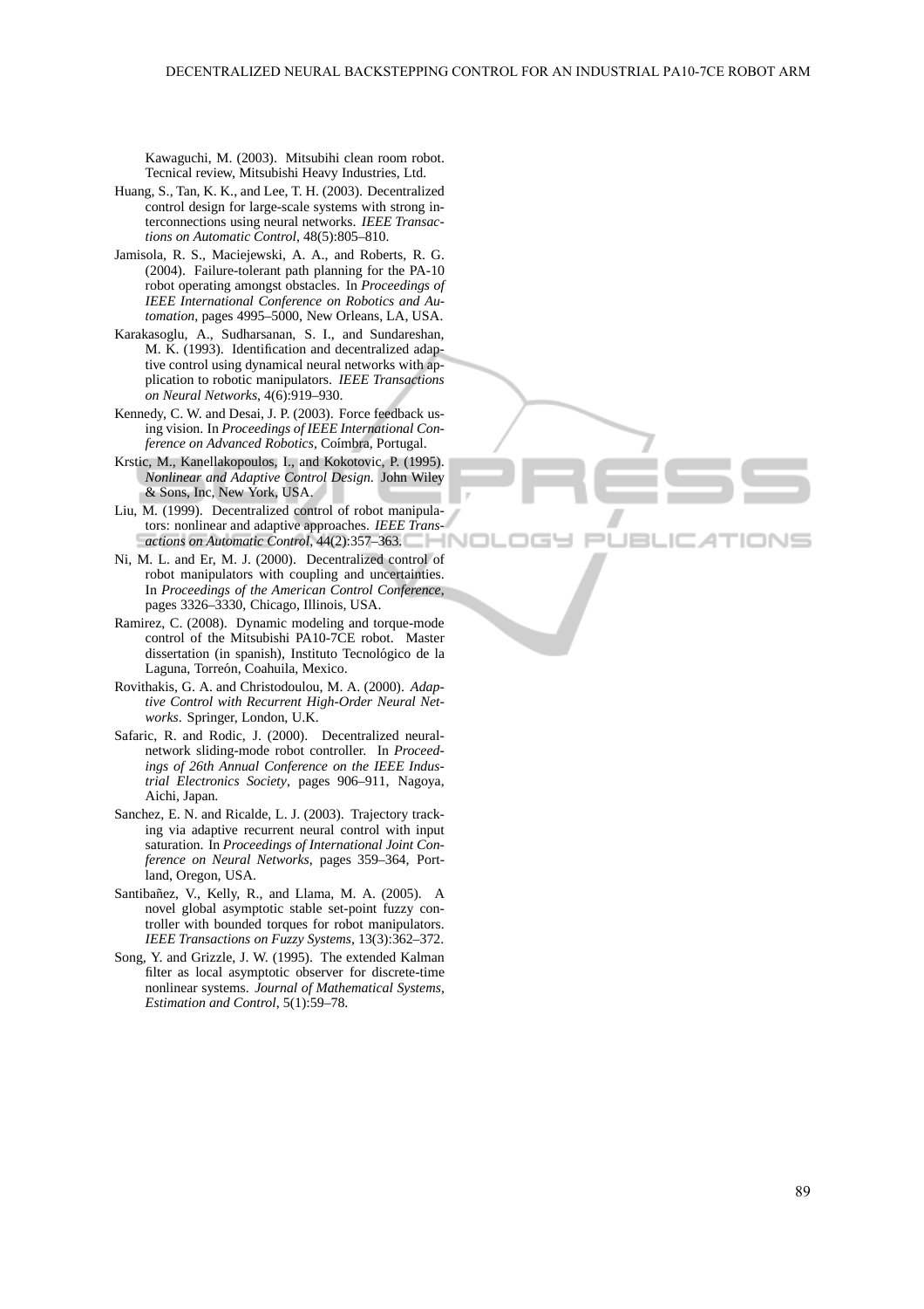Kawaguchi, M. (2003). Mitsubihi clean room robot. Tecnical review, Mitsubishi Heavy Industries, Ltd.

Huang, S., Tan, K. K., and Lee, T. H. (2003). Decentralized control design for large-scale systems with strong interconnections using neural networks. *IEEE Transactions on Automatic Control*, 48(5):805–810.

Jamisola, R. S., Maciejewski, A. A., and Roberts, R. G. (2004). Failure-tolerant path planning for the PA-10 robot operating amongst obstacles. In *Proceedings of IEEE International Conference on Robotics and Automation*, pages 4995–5000, New Orleans, LA, USA.

Karakasoglu, A., Sudharsanan, S. I., and Sundareshan, M. K. (1993). Identification and decentralized adaptive control using dynamical neural networks with application to robotic manipulators. *IEEE Transactions on Neural Networks*, 4(6):919–930.

Kennedy, C. W. and Desai, J. P. (2003). Force feedback using vision. In *Proceedings of IEEE International Conference on Advanced Robotics*, Coímbra, Portugal.

Krstic, M., Kanellakopoulos, I., and Kokotovic, P. (1995). *Nonlinear and Adaptive Control Design*. John Wiley & Sons, Inc, New York, USA.

Liu, M. (1999). Decentralized control of robot manipulators: nonlinear and adaptive approaches. *IEEE Transactions on Automatic Control*, 44(2):357–363.

Ni, M. L. and Er, M. J. (2000). Decentralized control of robot manipulators with coupling and uncertainties. In *Proceedings of the American Control Conference*, pages 3326–3330, Chicago, Illinois, USA.

Ramirez, C. (2008). Dynamic modeling and torque-mode control of the Mitsubishi PA10-7CE robot. Master dissertation (in spanish), Instituto Tecnológico de la Laguna, Torreón, Coahuila, Mexico.

Rovithakis, G. A. and Christodoulou, M. A. (2000). *Adaptive Control with Recurrent High-Order Neural Networks*. Springer, London, U.K.

Safaric, R. and Rodic, J. (2000). Decentralized neural-network sliding-mode robot controller. In *Proceedings of 26th Annual Conference on the IEEE Industrial Electronics Society*, pages 906–911, Nagoya, Aichi, Japan.

Sanchez, E. N. and Ricalde, L. J. (2003). Trajectory tracking via adaptive recurrent neural control with input saturation. In *Proceedings of International Joint Conference on Neural Networks*, pages 359–364, Portland, Oregon, USA.

Santibañez, V., Kelly, R., and Llama, M. A. (2005). A novel global asymptotic stable set-point fuzzy controller with bounded torques for robot manipulators. *IEEE Transactions on Fuzzy Systems*, 13(3):362–372.

Song, Y. and Grizzle, J. W. (1995). The extended Kalman filter as local asymptotic observer for discrete-time nonlinear systems. *Journal of Mathematical Systems, Estimation and Control*, 5(1):59–78.